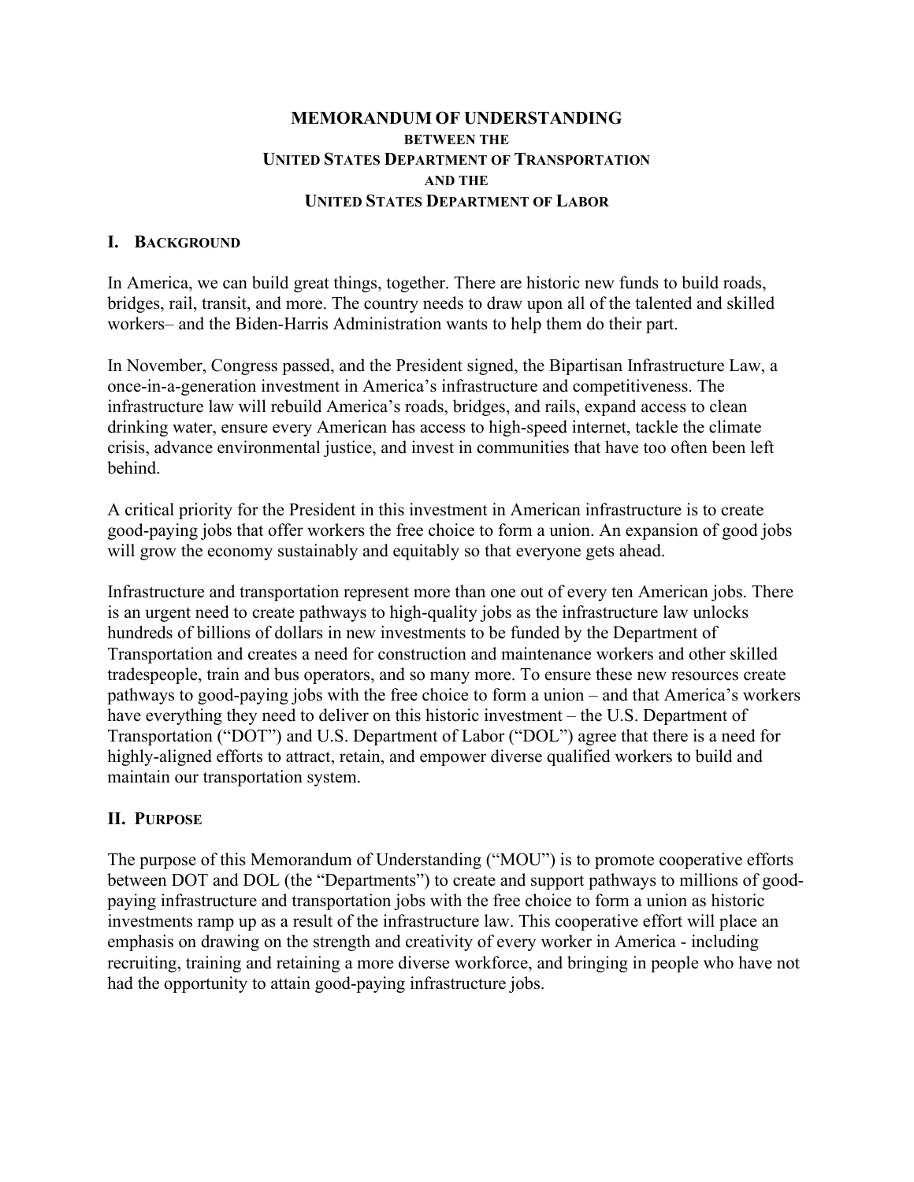# MEMORANDUM OF UNDERSTANDING
## BETWEEN THE
## UNITED STATES DEPARTMENT OF TRANSPORTATION
## AND THE
## UNITED STATES DEPARTMENT OF LABOR

## I. BACKGROUND

In America, we can build great things, together. There are historic new funds to build roads, bridges, rail, transit, and more. The country needs to draw upon all of the talented and skilled workers– and the Biden-Harris Administration wants to help them do their part.

In November, Congress passed, and the President signed, the Bipartisan Infrastructure Law, a once-in-a-generation investment in America's infrastructure and competitiveness. The infrastructure law will rebuild America's roads, bridges, and rails, expand access to clean drinking water, ensure every American has access to high-speed internet, tackle the climate crisis, advance environmental justice, and invest in communities that have too often been left behind.

A critical priority for the President in this investment in American infrastructure is to create good-paying jobs that offer workers the free choice to form a union. An expansion of good jobs will grow the economy sustainably and equitably so that everyone gets ahead.

Infrastructure and transportation represent more than one out of every ten American jobs. There is an urgent need to create pathways to high-quality jobs as the infrastructure law unlocks hundreds of billions of dollars in new investments to be funded by the Department of Transportation and creates a need for construction and maintenance workers and other skilled tradespeople, train and bus operators, and so many more. To ensure these new resources create pathways to good-paying jobs with the free choice to form a union – and that America's workers have everything they need to deliver on this historic investment – the U.S. Department of Transportation ("DOT") and U.S. Department of Labor ("DOL") agree that there is a need for highly-aligned efforts to attract, retain, and empower diverse qualified workers to build and maintain our transportation system.

## II. PURPOSE

The purpose of this Memorandum of Understanding ("MOU") is to promote cooperative efforts between DOT and DOL (the "Departments") to create and support pathways to millions of good-paying infrastructure and transportation jobs with the free choice to form a union as historic investments ramp up as a result of the infrastructure law. This cooperative effort will place an emphasis on drawing on the strength and creativity of every worker in America - including recruiting, training and retaining a more diverse workforce, and bringing in people who have not had the opportunity to attain good-paying infrastructure jobs.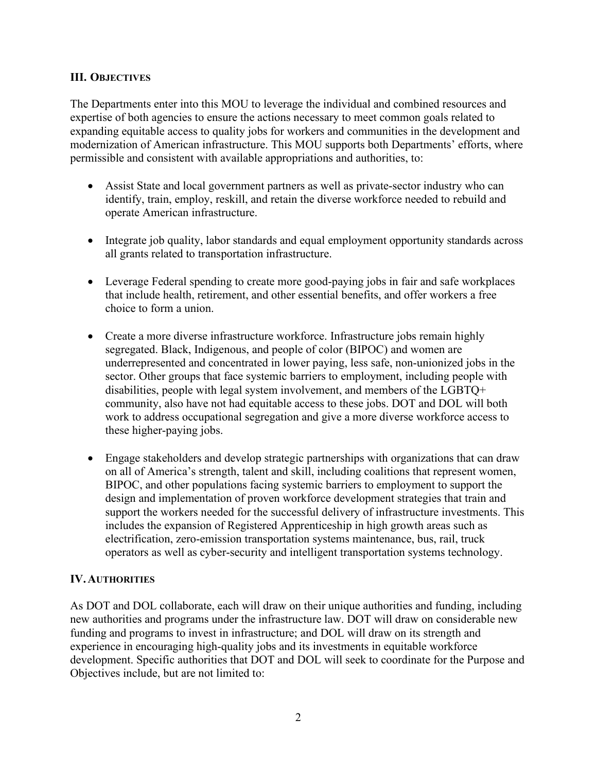## III. Objectives

The Departments enter into this MOU to leverage the individual and combined resources and expertise of both agencies to ensure the actions necessary to meet common goals related to expanding equitable access to quality jobs for workers and communities in the development and modernization of American infrastructure. This MOU supports both Departments' efforts, where permissible and consistent with available appropriations and authorities, to:

- Assist State and local government partners as well as private-sector industry who can identify, train, employ, reskill, and retain the diverse workforce needed to rebuild and operate American infrastructure.
- Integrate job quality, labor standards and equal employment opportunity standards across all grants related to transportation infrastructure.
- Leverage Federal spending to create more good-paying jobs in fair and safe workplaces that include health, retirement, and other essential benefits, and offer workers a free choice to form a union.
- Create a more diverse infrastructure workforce. Infrastructure jobs remain highly segregated. Black, Indigenous, and people of color (BIPOC) and women are underrepresented and concentrated in lower paying, less safe, non-unionized jobs in the sector. Other groups that face systemic barriers to employment, including people with disabilities, people with legal system involvement, and members of the LGBTQ+ community, also have not had equitable access to these jobs. DOT and DOL will both work to address occupational segregation and give a more diverse workforce access to these higher-paying jobs.
- Engage stakeholders and develop strategic partnerships with organizations that can draw on all of America's strength, talent and skill, including coalitions that represent women, BIPOC, and other populations facing systemic barriers to employment to support the design and implementation of proven workforce development strategies that train and support the workers needed for the successful delivery of infrastructure investments. This includes the expansion of Registered Apprenticeship in high growth areas such as electrification, zero-emission transportation systems maintenance, bus, rail, truck operators as well as cyber-security and intelligent transportation systems technology.

## IV. Authorities

As DOT and DOL collaborate, each will draw on their unique authorities and funding, including new authorities and programs under the infrastructure law. DOT will draw on considerable new funding and programs to invest in infrastructure; and DOL will draw on its strength and experience in encouraging high-quality jobs and its investments in equitable workforce development. Specific authorities that DOT and DOL will seek to coordinate for the Purpose and Objectives include, but are not limited to: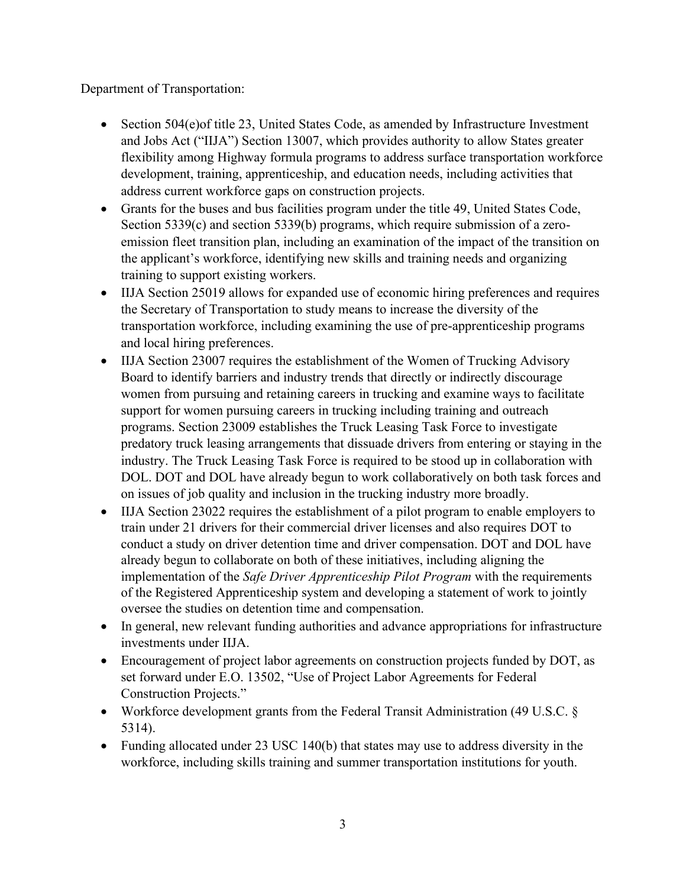Department of Transportation:

- Section 504(e)of title 23, United States Code, as amended by Infrastructure Investment and Jobs Act ("IIJA") Section 13007, which provides authority to allow States greater flexibility among Highway formula programs to address surface transportation workforce development, training, apprenticeship, and education needs, including activities that address current workforce gaps on construction projects.
- Grants for the buses and bus facilities program under the title 49, United States Code, Section 5339(c) and section 5339(b) programs, which require submission of a zero-emission fleet transition plan, including an examination of the impact of the transition on the applicant's workforce, identifying new skills and training needs and organizing training to support existing workers.
- IIJA Section 25019 allows for expanded use of economic hiring preferences and requires the Secretary of Transportation to study means to increase the diversity of the transportation workforce, including examining the use of pre-apprenticeship programs and local hiring preferences.
- IIJA Section 23007 requires the establishment of the Women of Trucking Advisory Board to identify barriers and industry trends that directly or indirectly discourage women from pursuing and retaining careers in trucking and examine ways to facilitate support for women pursuing careers in trucking including training and outreach programs. Section 23009 establishes the Truck Leasing Task Force to investigate predatory truck leasing arrangements that dissuade drivers from entering or staying in the industry. The Truck Leasing Task Force is required to be stood up in collaboration with DOL. DOT and DOL have already begun to work collaboratively on both task forces and on issues of job quality and inclusion in the trucking industry more broadly.
- IIJA Section 23022 requires the establishment of a pilot program to enable employers to train under 21 drivers for their commercial driver licenses and also requires DOT to conduct a study on driver detention time and driver compensation. DOT and DOL have already begun to collaborate on both of these initiatives, including aligning the implementation of the *Safe Driver Apprenticeship Pilot Program* with the requirements of the Registered Apprenticeship system and developing a statement of work to jointly oversee the studies on detention time and compensation.
- In general, new relevant funding authorities and advance appropriations for infrastructure investments under IIJA.
- Encouragement of project labor agreements on construction projects funded by DOT, as set forward under E.O. 13502, "Use of Project Labor Agreements for Federal Construction Projects."
- Workforce development grants from the Federal Transit Administration (49 U.S.C. § 5314).
- Funding allocated under 23 USC 140(b) that states may use to address diversity in the workforce, including skills training and summer transportation institutions for youth.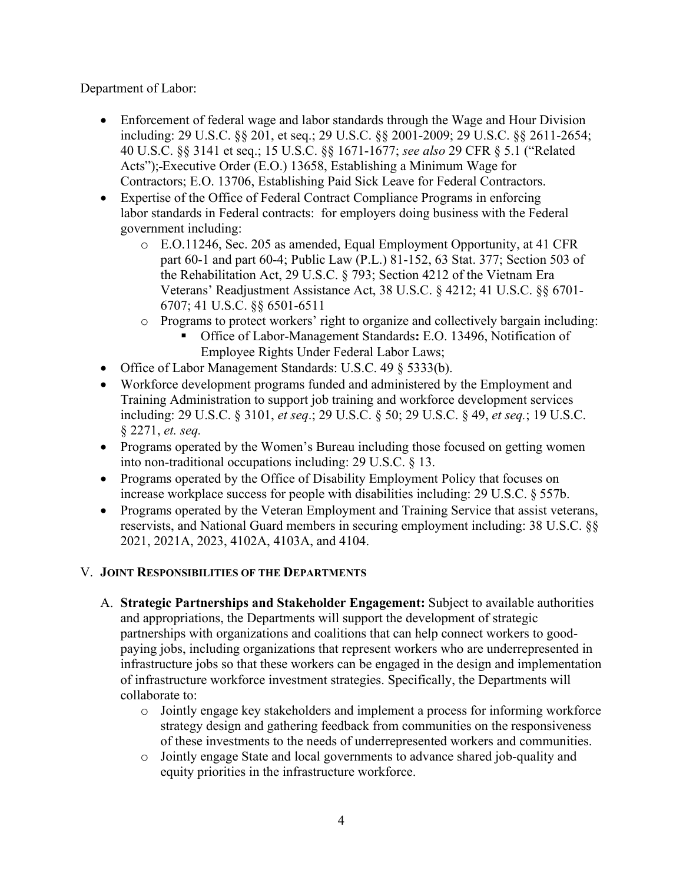Department of Labor:

- Enforcement of federal wage and labor standards through the Wage and Hour Division including: 29 U.S.C. §§ 201, et seq.; 29 U.S.C. §§ 2001-2009; 29 U.S.C. §§ 2611-2654; 40 U.S.C. §§ 3141 et seq.; 15 U.S.C. §§ 1671-1677; *see also* 29 CFR § 5.1 ("Related Acts"); Executive Order (E.O.) 13658, Establishing a Minimum Wage for Contractors; E.O. 13706, Establishing Paid Sick Leave for Federal Contractors.
- Expertise of the Office of Federal Contract Compliance Programs in enforcing labor standards in Federal contracts: for employers doing business with the Federal government including:
    - E.O.11246, Sec. 205 as amended, Equal Employment Opportunity, at 41 CFR part 60-1 and part 60-4; Public Law (P.L.) 81-152, 63 Stat. 377; Section 503 of the Rehabilitation Act, 29 U.S.C. § 793; Section 4212 of the Vietnam Era Veterans' Readjustment Assistance Act, 38 U.S.C. § 4212; 41 U.S.C. §§ 6701-6707; 41 U.S.C. §§ 6501-6511
    - Programs to protect workers' right to organize and collectively bargain including:
        - Office of Labor-Management Standards**:** E.O. 13496, Notification of Employee Rights Under Federal Labor Laws;
- Office of Labor Management Standards: U.S.C. 49 § 5333(b).
- Workforce development programs funded and administered by the Employment and Training Administration to support job training and workforce development services including: 29 U.S.C. § 3101, *et seq*.; 29 U.S.C. § 50; 29 U.S.C. § 49, *et seq.*; 19 U.S.C. § 2271, *et. seq.*
- Programs operated by the Women's Bureau including those focused on getting women into non-traditional occupations including: 29 U.S.C. § 13.
- Programs operated by the Office of Disability Employment Policy that focuses on increase workplace success for people with disabilities including: 29 U.S.C. § 557b.
- Programs operated by the Veteran Employment and Training Service that assist veterans, reservists, and National Guard members in securing employment including: 38 U.S.C. §§ 2021, 2021A, 2023, 4102A, 4103A, and 4104.

## V. JOINT RESPONSIBILITIES OF THE DEPARTMENTS

A. **Strategic Partnerships and Stakeholder Engagement:** Subject to available authorities and appropriations, the Departments will support the development of strategic partnerships with organizations and coalitions that can help connect workers to good-paying jobs, including organizations that represent workers who are underrepresented in infrastructure jobs so that these workers can be engaged in the design and implementation of infrastructure workforce investment strategies. Specifically, the Departments will collaborate to:

- Jointly engage key stakeholders and implement a process for informing workforce strategy design and gathering feedback from communities on the responsiveness of these investments to the needs of underrepresented workers and communities.
- Jointly engage State and local governments to advance shared job-quality and equity priorities in the infrastructure workforce.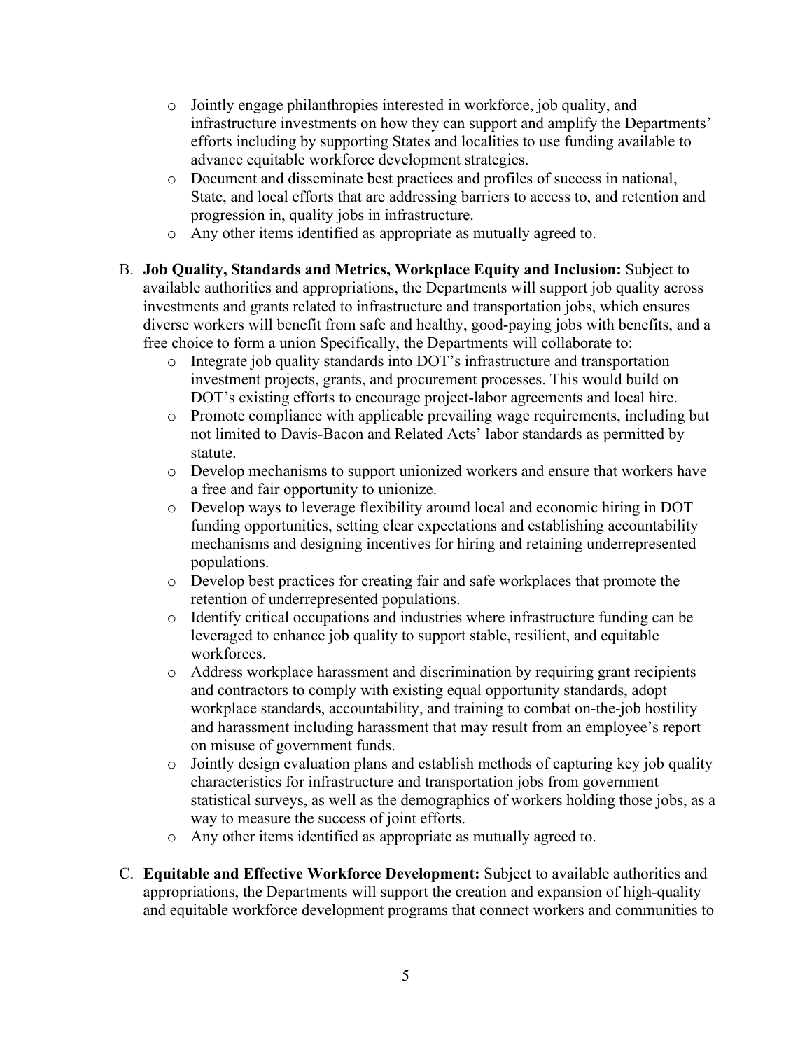- Jointly engage philanthropies interested in workforce, job quality, and infrastructure investments on how they can support and amplify the Departments' efforts including by supporting States and localities to use funding available to advance equitable workforce development strategies.
- Document and disseminate best practices and profiles of success in national, State, and local efforts that are addressing barriers to access to, and retention and progression in, quality jobs in infrastructure.
- Any other items identified as appropriate as mutually agreed to.

B. **Job Quality, Standards and Metrics, Workplace Equity and Inclusion:** Subject to available authorities and appropriations, the Departments will support job quality across investments and grants related to infrastructure and transportation jobs, which ensures diverse workers will benefit from safe and healthy, good-paying jobs with benefits, and a free choice to form a union Specifically, the Departments will collaborate to:

- Integrate job quality standards into DOT's infrastructure and transportation investment projects, grants, and procurement processes. This would build on DOT's existing efforts to encourage project-labor agreements and local hire.
- Promote compliance with applicable prevailing wage requirements, including but not limited to Davis-Bacon and Related Acts' labor standards as permitted by statute.
- Develop mechanisms to support unionized workers and ensure that workers have a free and fair opportunity to unionize.
- Develop ways to leverage flexibility around local and economic hiring in DOT funding opportunities, setting clear expectations and establishing accountability mechanisms and designing incentives for hiring and retaining underrepresented populations.
- Develop best practices for creating fair and safe workplaces that promote the retention of underrepresented populations.
- Identify critical occupations and industries where infrastructure funding can be leveraged to enhance job quality to support stable, resilient, and equitable workforces.
- Address workplace harassment and discrimination by requiring grant recipients and contractors to comply with existing equal opportunity standards, adopt workplace standards, accountability, and training to combat on-the-job hostility and harassment including harassment that may result from an employee's report on misuse of government funds.
- Jointly design evaluation plans and establish methods of capturing key job quality characteristics for infrastructure and transportation jobs from government statistical surveys, as well as the demographics of workers holding those jobs, as a way to measure the success of joint efforts.
- Any other items identified as appropriate as mutually agreed to.

C. **Equitable and Effective Workforce Development:** Subject to available authorities and appropriations, the Departments will support the creation and expansion of high-quality and equitable workforce development programs that connect workers and communities to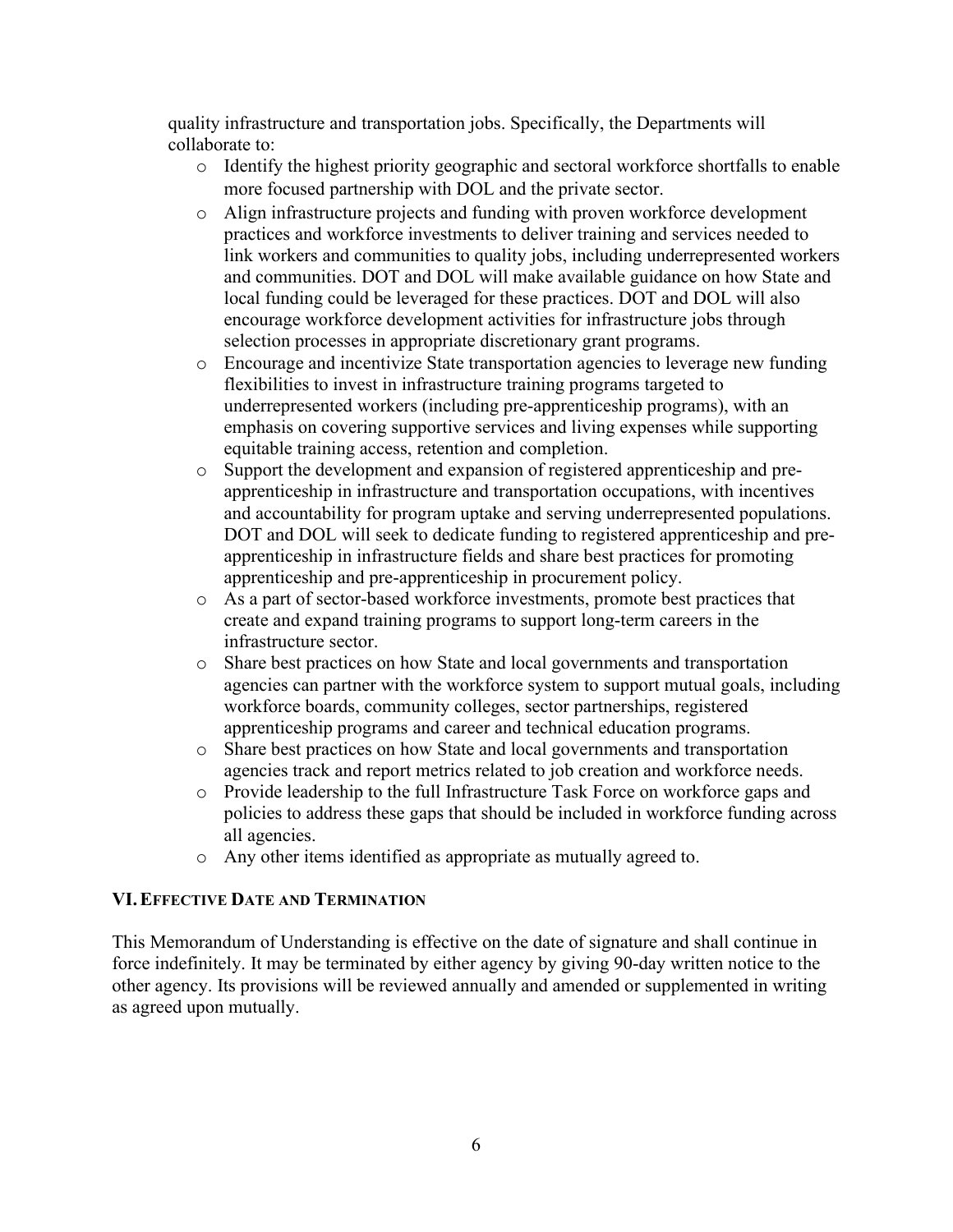quality infrastructure and transportation jobs. Specifically, the Departments will collaborate to:

- Identify the highest priority geographic and sectoral workforce shortfalls to enable more focused partnership with DOL and the private sector.
- Align infrastructure projects and funding with proven workforce development practices and workforce investments to deliver training and services needed to link workers and communities to quality jobs, including underrepresented workers and communities. DOT and DOL will make available guidance on how State and local funding could be leveraged for these practices. DOT and DOL will also encourage workforce development activities for infrastructure jobs through selection processes in appropriate discretionary grant programs.
- Encourage and incentivize State transportation agencies to leverage new funding flexibilities to invest in infrastructure training programs targeted to underrepresented workers (including pre-apprenticeship programs), with an emphasis on covering supportive services and living expenses while supporting equitable training access, retention and completion.
- Support the development and expansion of registered apprenticeship and pre-apprenticeship in infrastructure and transportation occupations, with incentives and accountability for program uptake and serving underrepresented populations. DOT and DOL will seek to dedicate funding to registered apprenticeship and pre-apprenticeship in infrastructure fields and share best practices for promoting apprenticeship and pre-apprenticeship in procurement policy.
- As a part of sector-based workforce investments, promote best practices that create and expand training programs to support long-term careers in the infrastructure sector.
- Share best practices on how State and local governments and transportation agencies can partner with the workforce system to support mutual goals, including workforce boards, community colleges, sector partnerships, registered apprenticeship programs and career and technical education programs.
- Share best practices on how State and local governments and transportation agencies track and report metrics related to job creation and workforce needs.
- Provide leadership to the full Infrastructure Task Force on workforce gaps and policies to address these gaps that should be included in workforce funding across all agencies.
- Any other items identified as appropriate as mutually agreed to.

## VI. EFFECTIVE DATE AND TERMINATION

This Memorandum of Understanding is effective on the date of signature and shall continue in force indefinitely. It may be terminated by either agency by giving 90-day written notice to the other agency. Its provisions will be reviewed annually and amended or supplemented in writing as agreed upon mutually.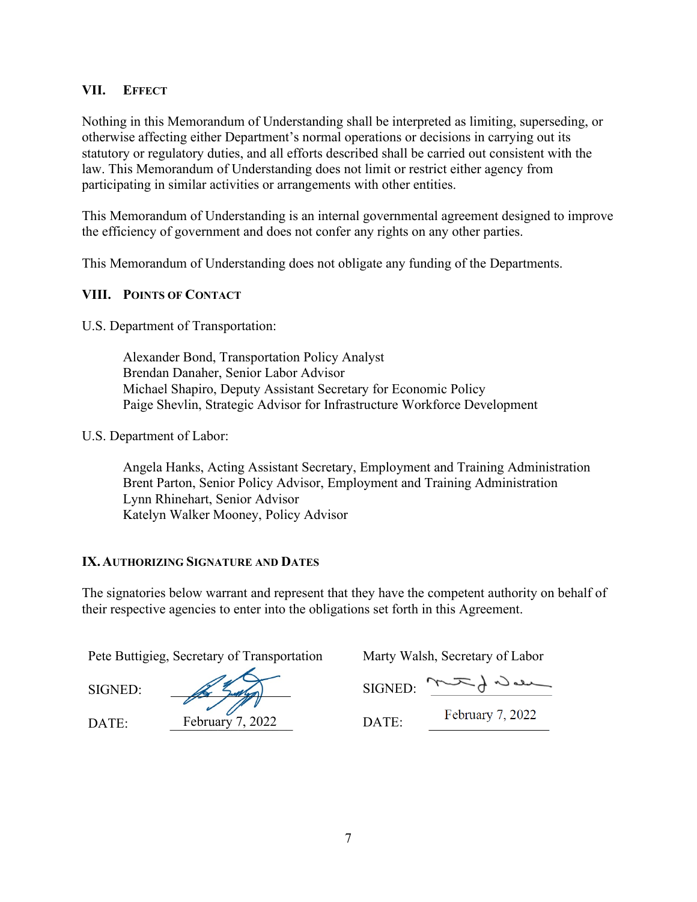## VII. Effect

Nothing in this Memorandum of Understanding shall be interpreted as limiting, superseding, or otherwise affecting either Department's normal operations or decisions in carrying out its statutory or regulatory duties, and all efforts described shall be carried out consistent with the law. This Memorandum of Understanding does not limit or restrict either agency from participating in similar activities or arrangements with other entities.

This Memorandum of Understanding is an internal governmental agreement designed to improve the efficiency of government and does not confer any rights on any other parties.

This Memorandum of Understanding does not obligate any funding of the Departments.

## VIII. Points of Contact

U.S. Department of Transportation:

Alexander Bond, Transportation Policy Analyst
Brendan Danaher, Senior Labor Advisor
Michael Shapiro, Deputy Assistant Secretary for Economic Policy
Paige Shevlin, Strategic Advisor for Infrastructure Workforce Development

U.S. Department of Labor:

Angela Hanks, Acting Assistant Secretary, Employment and Training Administration
Brent Parton, Senior Policy Advisor, Employment and Training Administration
Lynn Rhinehart, Senior Advisor
Katelyn Walker Mooney, Policy Advisor

## IX. Authorizing Signature and Dates

The signatories below warrant and represent that they have the competent authority on behalf of their respective agencies to enter into the obligations set forth in this Agreement.

Pete Buttigieg, Secretary of Transportation

SIGNED: [signature]

DATE: February 7, 2022

Marty Walsh, Secretary of Labor

SIGNED: [signature]

DATE: February 7, 2022